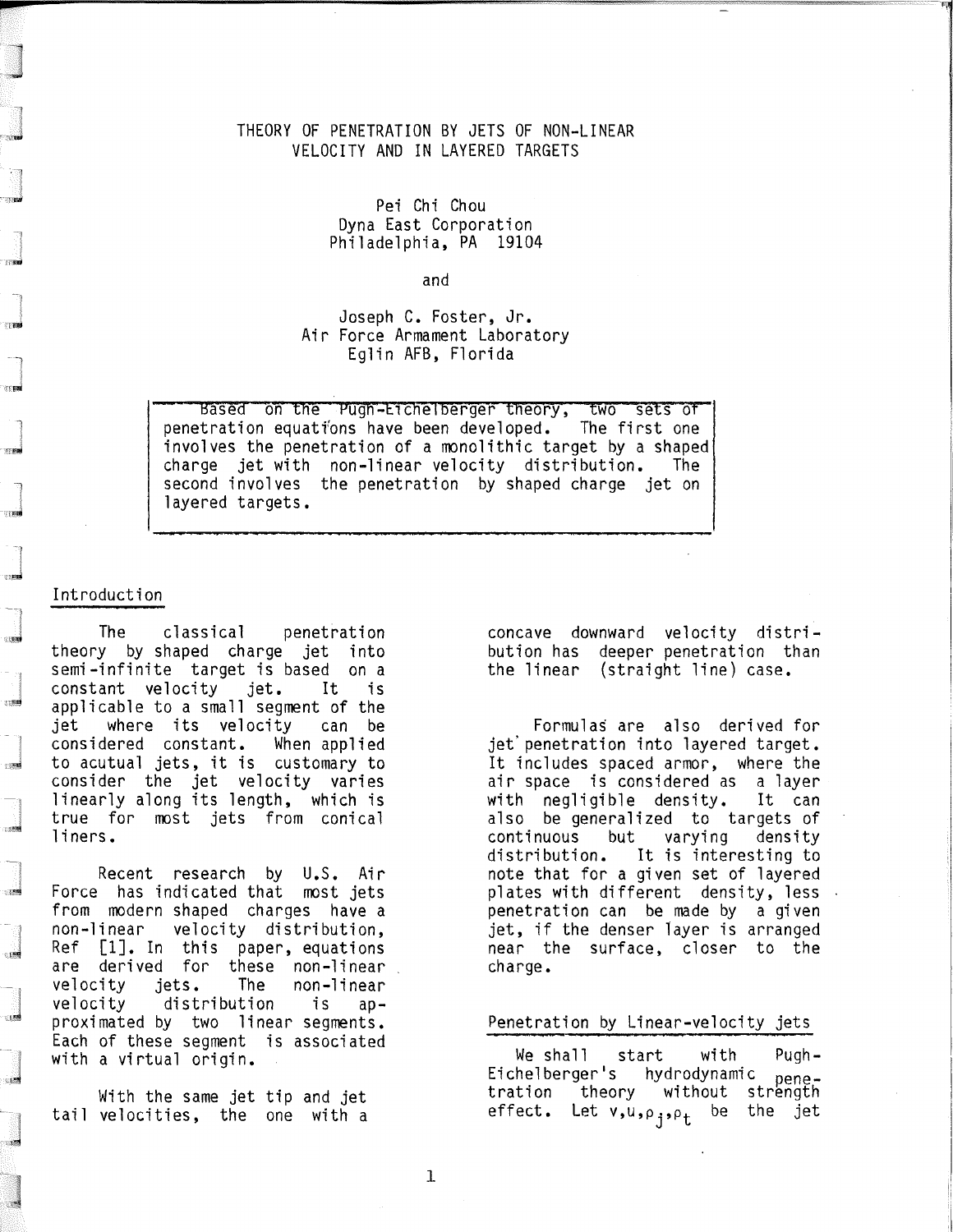# THEORY OF PENETRATION BY JETS OF NON-LINEAR VELOCITY AND IN LAYERED TARGETS

Pei Chi Chou
Dyna East Corporation
Philadelphia, PA 19104

and

Joseph C. Foster, Jr.
Air Force Armament Laboratory
Eglin AFB, Florida

> Based on the Pugh-Eichelberger theory, two sets of penetration equations have been developed. The first one involves the penetration of a monolithic target by a shaped charge jet with non-linear velocity distribution. The second involves the penetration by shaped charge jet on layered targets.

## Introduction

The classical penetration theory by shaped charge jet into semi-infinite target is based on a constant velocity jet. It is applicable to a small segment of the jet where its velocity can be considered constant. When applied to acutual jets, it is customary to consider the jet velocity varies linearly along its length, which is true for most jets from conical liners.

Recent research by U.S. Air Force has indicated that most jets from modern shaped charges have a non-linear velocity distribution, Ref [1]. In this paper, equations are derived for these non-linear velocity jets. The non-linear velocity distribution is approximated by two linear segments. Each of these segment is associated with a virtual origin.

With the same jet tip and jet tail velocities, the one with a concave downward velocity distribution has deeper penetration than the linear (straight line) case.

Formulas are also derived for jet penetration into layered target. It includes spaced armor, where the air space is considered as a layer with negligible density. It can also be generalized to targets of continuous but varying density distribution. It is interesting to note that for a given set of layered plates with different density, less penetration can be made by a given jet, if the denser layer is arranged near the surface, closer to the charge.

## Penetration by Linear-velocity jets

We shall start with Pugh-Eichelberger's hydrodynamic penetration theory without strength effect. Let $v, u, \rho_j, \rho_t$ be the jet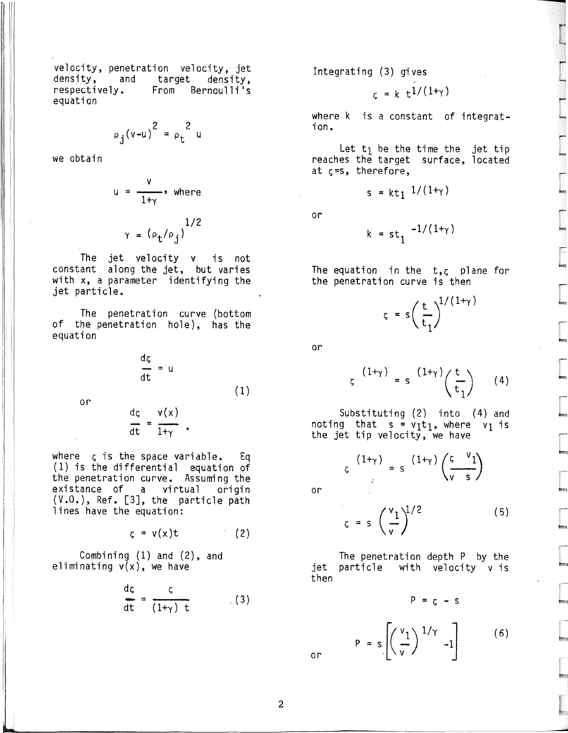velocity, penetration velocity, jet density, and target density, respectively. From Bernoulli's equation

$$\rho_j (v-u)^2 = \rho_t u^2$$

we obtain

$$u = \frac{v}{1+\gamma}, \text{ where}$$

$$\gamma = (\rho_t/\rho_j)^{1/2}$$

The jet velocity v is not constant along the jet, but varies with x, a parameter identifying the jet particle.

The penetration curve (bottom of the penetration hole), has the equation

$$\frac{d\zeta}{dt} = u \tag{1}$$

or

$$\frac{d\zeta}{dt} = \frac{v(x)}{1+\gamma} .$$

where $\zeta$ is the space variable. Eq (1) is the differential equation of the penetration curve. Assuming the existance of a virtual origin (V.O.), Ref. [3], the particle path lines have the equation:

$$\zeta = v(x)t \tag{2}$$

Combining (1) and (2), and eliminating v(x), we have

$$\frac{d\zeta}{dt} = \frac{\zeta}{(1+\gamma)\, t} \tag{3}$$

Integrating (3) gives

$$\zeta = k\, t^{1/(1+\gamma)}$$

where k is a constant of integration.

Let $t_1$ be the time the jet tip reaches the target surface, located at $\zeta = s$, therefore,

$$s = k t_1^{\;1/(1+\gamma)}$$

or

$$k = s t_1^{\;-1/(1+\gamma)}$$

The equation in the t,$\zeta$ plane for the penetration curve is then

$$\zeta = s\left(\frac{t}{t_1}\right)^{1/(1+\gamma)}$$

or

$$\zeta^{(1+\gamma)} = s^{(1+\gamma)}\left(\frac{t}{t_1}\right) \tag{4}$$

Substituting (2) into (4) and noting that $s = v_1 t_1$, where $v_1$ is the jet tip velocity, we have

$$\zeta^{(1+\gamma)} = s^{(1+\gamma)}\left(\frac{\zeta}{v}\frac{v_1}{s}\right)$$

or

$$\zeta = s\left(\frac{v_1}{v}\right)^{1/2} \tag{5}$$

The penetration depth P by the jet particle with velocity v is then

$$P = \zeta - s$$

or

$$P = s\left[\left(\frac{v_1}{v}\right)^{1/\gamma} - 1\right] \tag{6}$$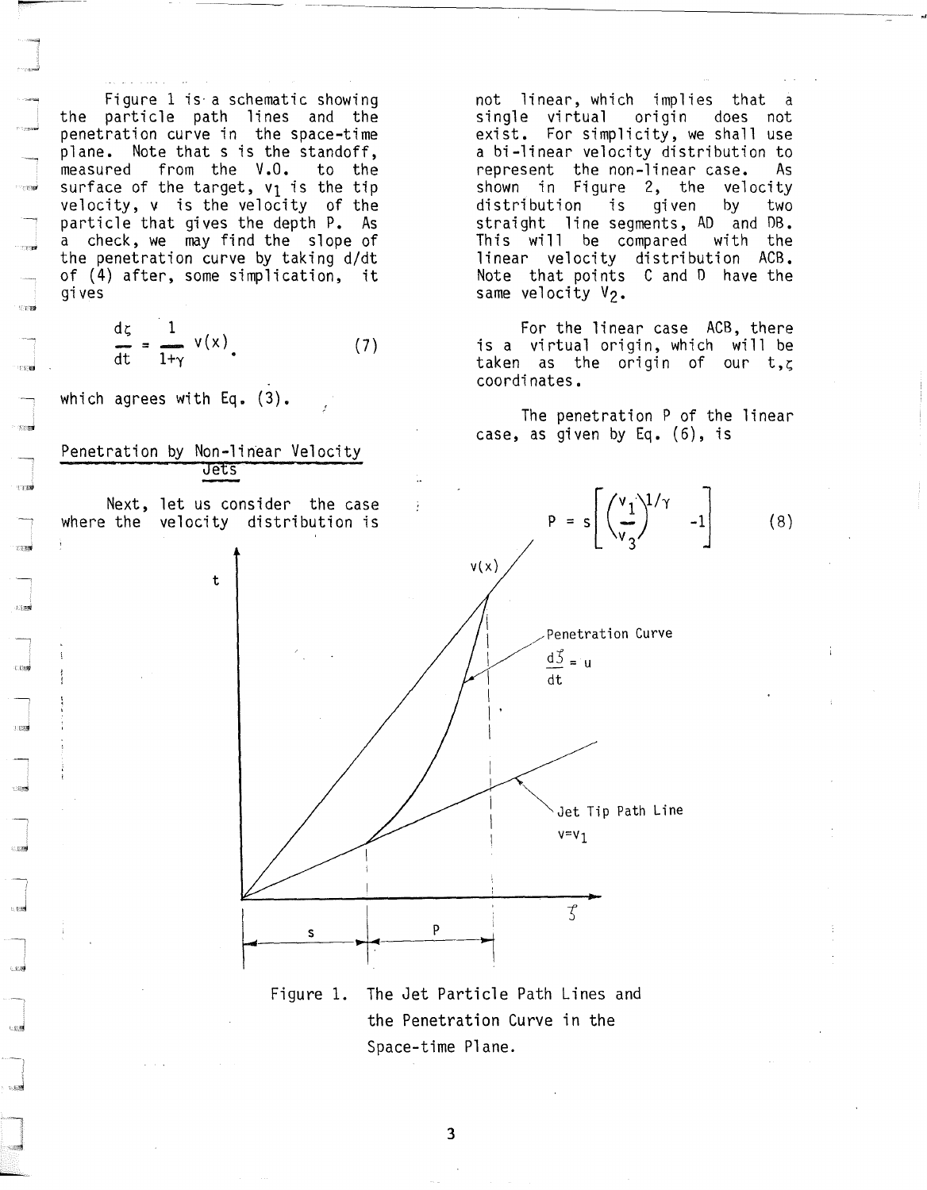Figure 1 is a schematic showing the particle path lines and the penetration curve in the space-time plane. Note that s is the standoff, measured from the V.O. to the surface of the target, $v_1$ is the tip velocity, v is the velocity of the particle that gives the depth P. As a check, we may find the slope of the penetration curve by taking d/dt of (4) after, some simplification, it gives

$$\frac{d\zeta}{dt} = \frac{1}{1+\gamma} v(x) \tag{7}$$

which agrees with Eq. (3).

## Penetration by Non-linear Velocity Jets

Next, let us consider the case where the velocity distribution is not linear, which implies that a single virtual origin does not exist. For simplicity, we shall use a bi-linear velocity distribution to represent the non-linear case. As shown in Figure 2, the velocity distribution is given by two straight line segments, AD and DB. This will be compared with the linear velocity distribution ACB. Note that points C and D have the same velocity $V_2$.

For the linear case ACB, there is a virtual origin, which will be taken as the origin of our t,ζ coordinates.

The penetration P of the linear case, as given by Eq. (6), is

$$P = s\left[\left(\frac{v_1}{v_3}\right)^{1/\gamma} - 1\right] \tag{8}$$

Figure 1. The Jet Particle Path Lines and the Penetration Curve in the Space-time Plane.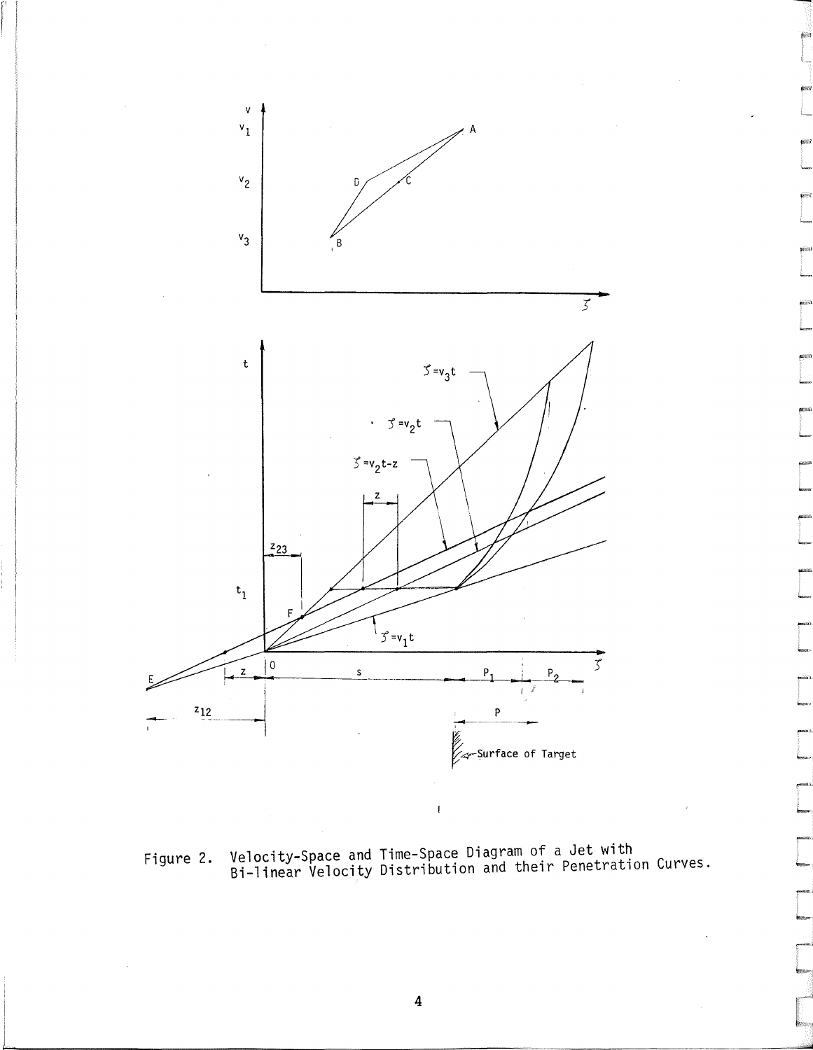Figure 2. Velocity-Space and Time-Space Diagram of a Jet with Bi-linear Velocity Distribution and their Penetration Curves.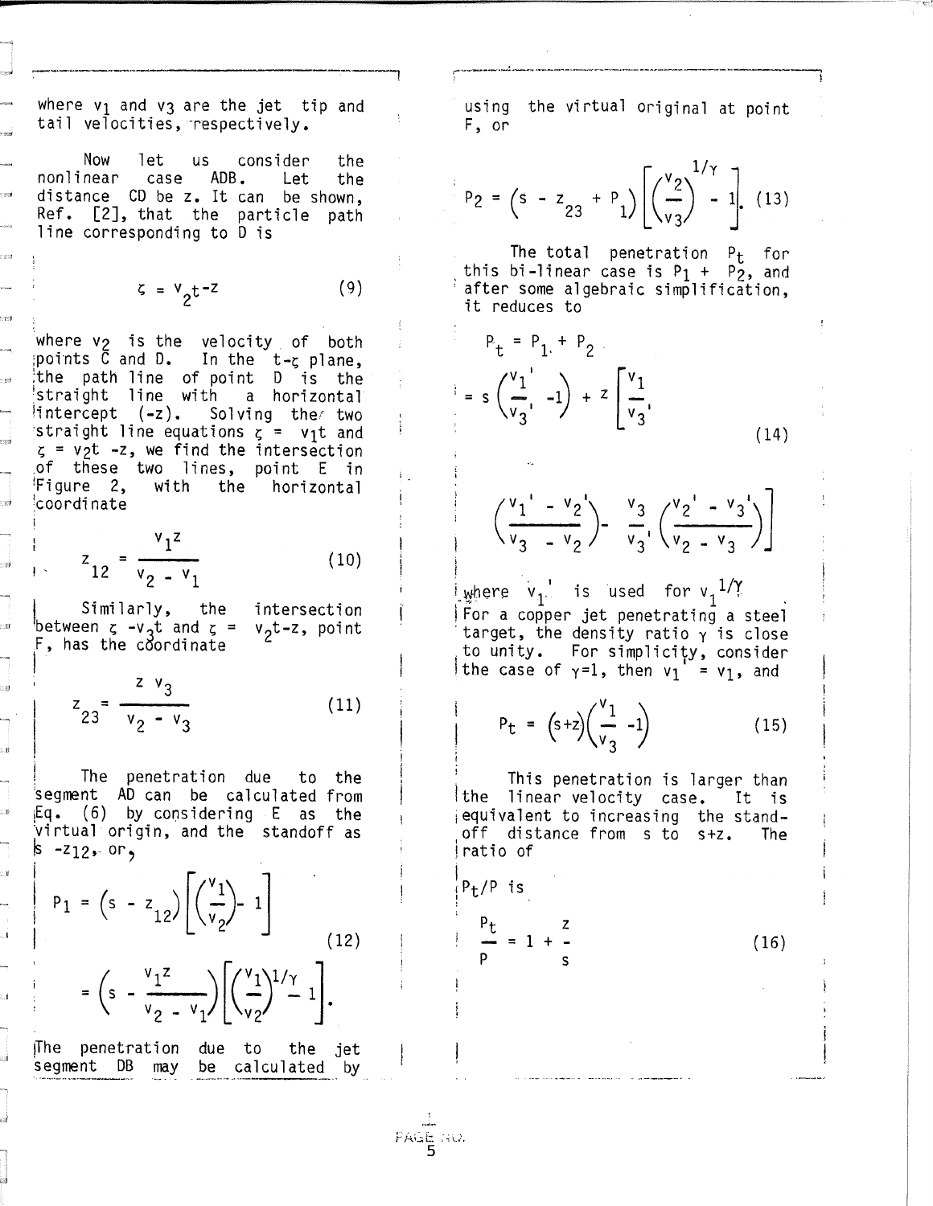where $v_1$ and $v_3$ are the jet tip and tail velocities, respectively.

Now let us consider the nonlinear case ADB. Let the distance CD be z. It can be shown, Ref. [2], that the particle path line corresponding to D is

$$\zeta = v_2 t - z \tag{9}$$

where $v_2$ is the velocity of both points C and D. In the t-ζ plane, the path line of point D is the straight line with a horizontal intercept (-z). Solving the two straight line equations $\zeta = v_1 t$ and $\zeta = v_2 t - z$, we find the intersection of these two lines, point E in Figure 2, with the horizontal coordinate

$$z_{12} = \frac{v_1 z}{v_2 - v_1} \tag{10}$$

Similarly, the intersection between $\zeta = v_3 t$ and $\zeta = v_2 t - z$, point F, has the coordinate

$$z_{23} = \frac{z\, v_3}{v_2 - v_3} \tag{11}$$

The penetration due to the segment AD can be calculated from Eq. (6) by considering E as the virtual origin, and the standoff as $s - z_{12}$, or,

$$P_1 = \left(s - z_{12}\right)\left[\left(\frac{v_1}{v_2}\right) - 1\right] \tag{12}$$

$$= \left(s - \frac{v_1 z}{v_2 - v_1}\right)\left[\left(\frac{v_1}{v_2}\right)^{1/\gamma} - 1\right].$$

The penetration due to the jet segment DB may be calculated by using the virtual original at point F, or

$$P_2 = \left(s - z_{23} + P_1\right)\left[\left(\frac{v_2}{v_3}\right)^{1/\gamma} - 1\right]. \tag{13}$$

The total penetration $P_t$ for this bi-linear case is $P_1 + P_2$, and after some algebraic simplification, it reduces to

$$P_t = P_1 + P_2$$

$$= s\left(\frac{v_1'}{v_3'} - 1\right) + z\left[\frac{v_1}{v_3'}\left(\frac{v_1' - v_2'}{v_3 - v_2}\right) - \frac{v_3}{v_3'}\left(\frac{v_2' - v_3'}{v_2 - v_3}\right)\right] \tag{14}$$

where $v_1'$ is used for $v_1^{1/\gamma}$.
For a copper jet penetrating a steel target, the density ratio γ is close to unity. For simplicity, consider the case of γ=1, then $v_1' = v_1$, and

$$P_t = \left(s + z\right)\left(\frac{v_1}{v_3} - 1\right) \tag{15}$$

This penetration is larger than the linear velocity case. It is equivalent to increasing the stand-off distance from s to s+z. The ratio of

$P_t/P$ is

$$\frac{P_t}{P} = 1 + \frac{z}{s} \tag{16}$$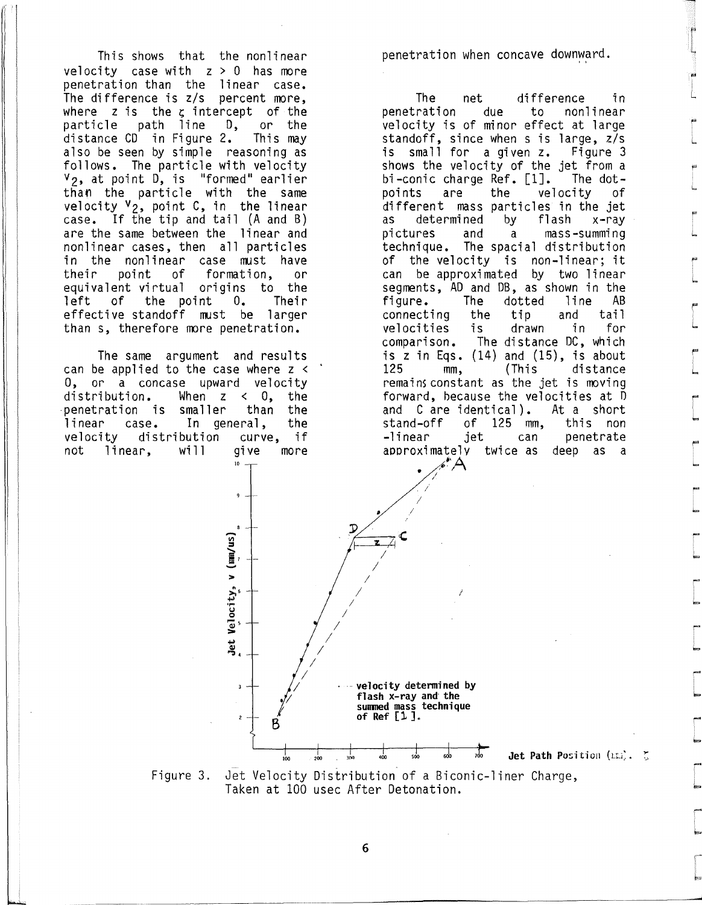This shows that the nonlinear velocity case with $z > 0$ has more penetration than the linear case. The difference is $z/s$ percent more, where $z$ is the $\zeta$ intercept of the particle path line D, or the distance CD in Figure 2. This may also be seen by simple reasoning as follows. The particle with velocity $V_2$, at point D, is "formed" earlier than the particle with the same velocity $V_2$, point C, in the linear case. If the tip and tail (A and B) are the same between the linear and nonlinear cases, then all particles in the nonlinear case must have their point of formation, or equivalent virtual origins to the left of the point O. Their effective standoff must be larger than s, therefore more penetration.

The same argument and results can be applied to the case where $z < 0$, or a concase upward velocity distribution. When $z < 0$, the penetration is smaller than the linear case. In general, the velocity distribution curve, if not linear, will give more penetration when concave downward.

The net difference in penetration due to nonlinear velocity is of minor effect at large standoff, since when s is large, $z/s$ is small for a given z. Figure 3 shows the velocity of the jet from a bi-conic charge Ref. [1]. The dot-points are the velocity of different mass particles in the jet as determined by flash x-ray pictures and a mass-summing technique. The spacial distribution of the velocity is non-linear; it can be approximated by two linear segments, AD and DB, as shown in the figure. The dotted line AB connecting the tip and tail velocities is drawn in for comparison. The distance DC, which is z in Eqs. (14) and (15), is about 125 mm, (This distance remains constant as the jet is moving forward, because the velocities at D and C are identical). At a short stand-off of 125 mm, this non-linear jet can penetrate approximately twice as deep as a

Figure 3. Jet Velocity Distribution of a Biconic-liner Charge, Taken at 100 usec After Detonation.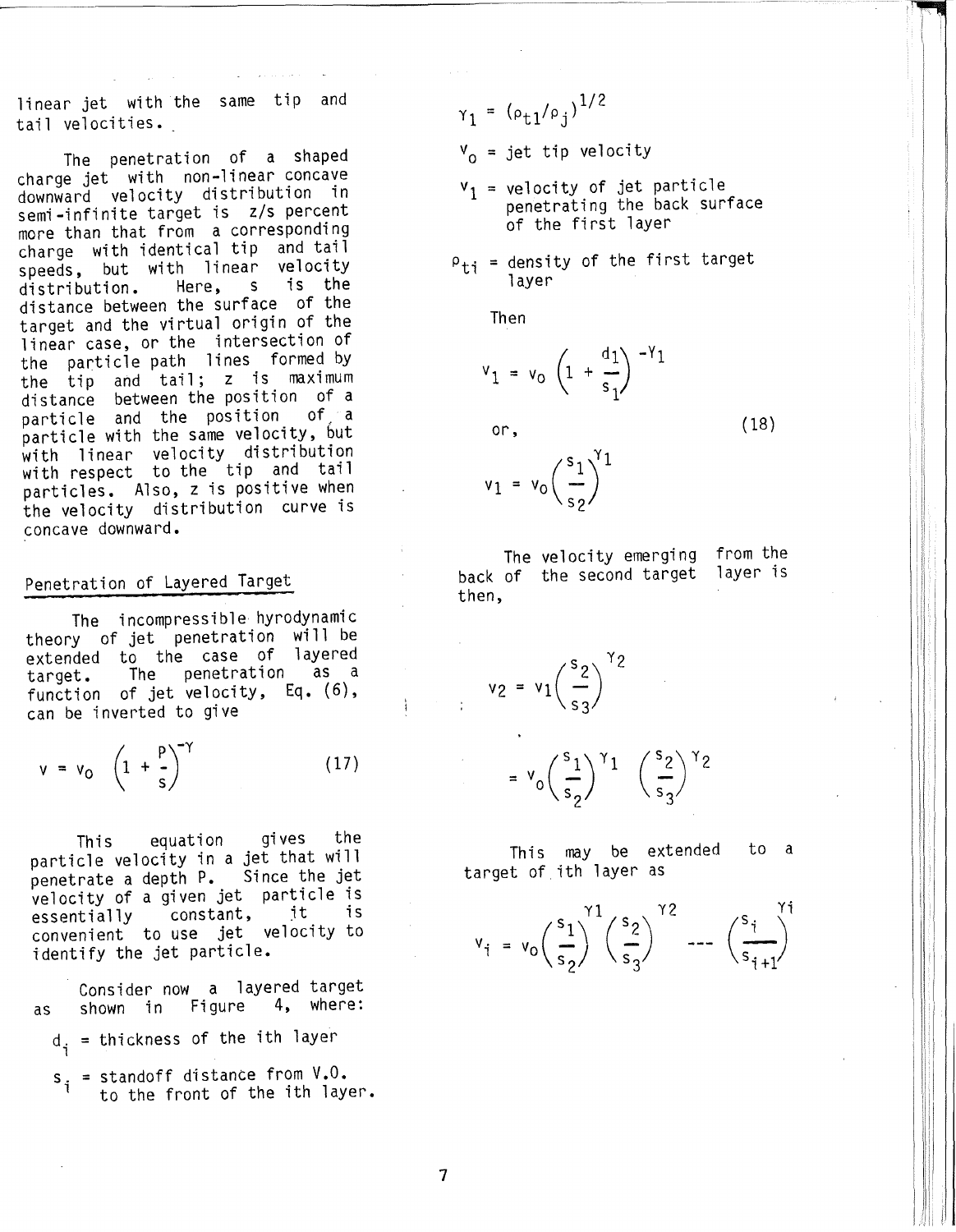linear jet with the same tip and tail velocities.

The penetration of a shaped charge jet with non-linear concave downward velocity distribution in semi-infinite target is z/s percent more than that from a corresponding charge with identical tip and tail speeds, but with linear velocity distribution. Here, s is the distance between the surface of the target and the virtual origin of the linear case, or the intersection of the particle path lines formed by the tip and tail; z is maximum distance between the position of a particle and the position of a particle with the same velocity, but with linear velocity distribution with respect to the tip and tail particles. Also, z is positive when the velocity distribution curve is concave downward.

## Penetration of Layered Target

The incompressible hyrodynamic theory of jet penetration will be extended to the case of layered target. The penetration as a function of jet velocity, Eq. (6), can be inverted to give

$$v = v_o \left(1 + \frac{P}{s}\right)^{-\gamma} \tag{17}$$

This equation gives the particle velocity in a jet that will penetrate a depth P. Since the jet velocity of a given jet particle is essentially constant, it is convenient to use jet velocity to identify the jet particle.

Consider now a layered target as shown in Figure 4, where:

$d_i$ = thickness of the ith layer

$s_i$ = standoff distance from V.O. to the front of the ith layer.

$\gamma_1 = (\rho_{t1}/\rho_j)^{1/2}$

$v_o$ = jet tip velocity

$v_1$ = velocity of jet particle penetrating the back surface of the first layer

$\rho_{ti}$ = density of the first target layer

Then

$$v_1 = v_o \left(1 + \frac{d_1}{s_1}\right)^{-\gamma_1}$$

or, (18)

$$v_1 = v_o \left(\frac{s_1}{s_2}\right)^{\gamma_1}$$

The velocity emerging from the back of the second target layer is then,

$$v_2 = v_1 \left(\frac{s_2}{s_3}\right)^{\gamma_2}$$

$$= v_o \left(\frac{s_1}{s_2}\right)^{\gamma_1} \left(\frac{s_2}{s_3}\right)^{\gamma_2}$$

This may be extended to a target of ith layer as

$$v_i = v_o \left(\frac{s_1}{s_2}\right)^{\gamma_1} \left(\frac{s_2}{s_3}\right)^{\gamma_2} \cdots \left(\frac{s_i}{s_{i+1}}\right)^{\gamma_i}$$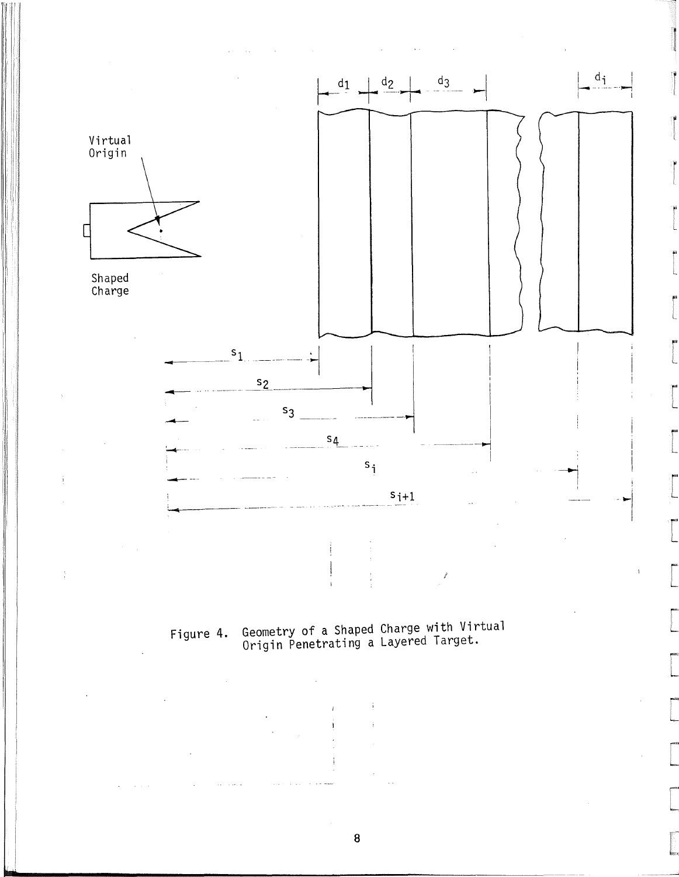Figure 4. Geometry of a Shaped Charge with Virtual Origin Penetrating a Layered Target.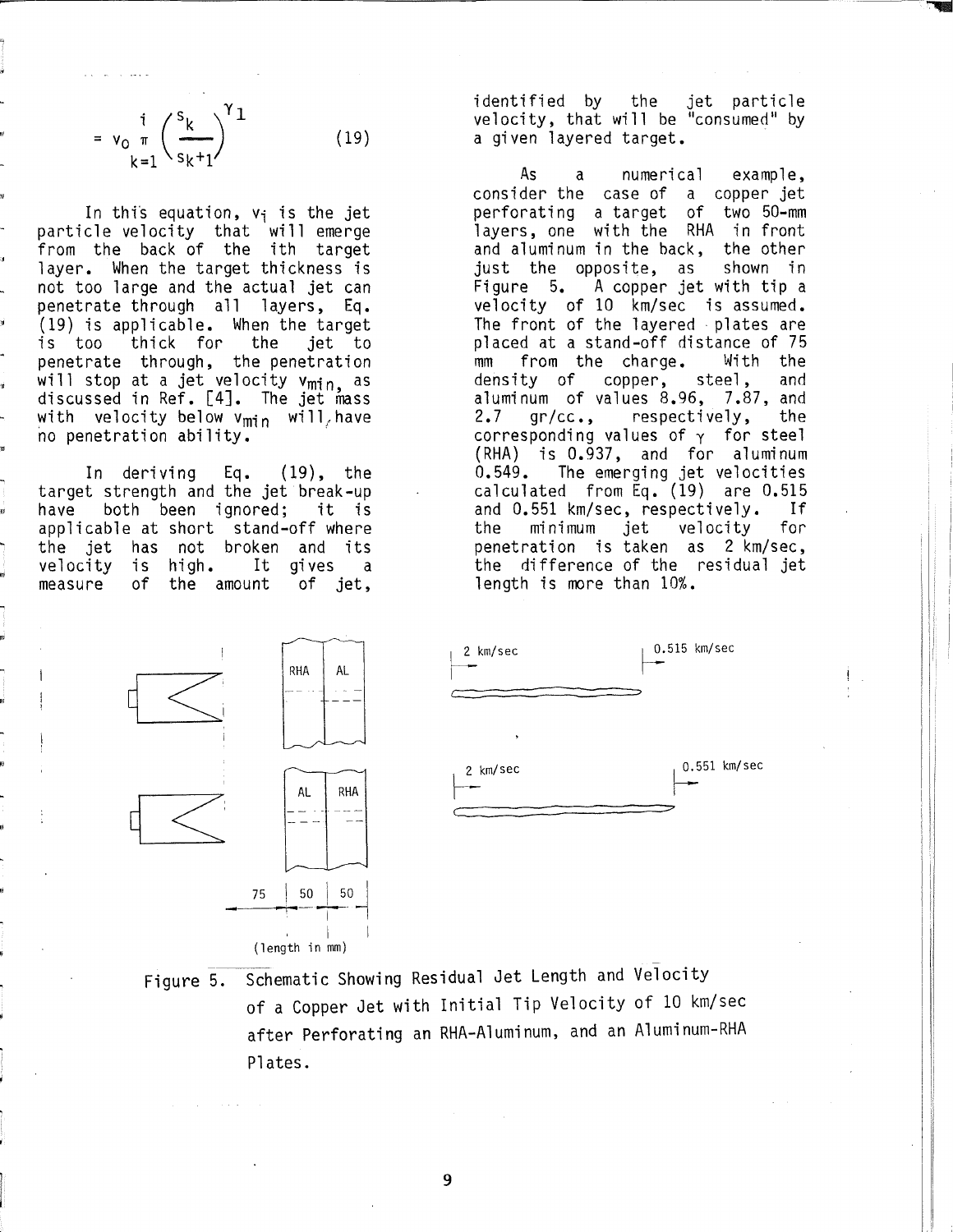$$= v_0 \prod_{k=1}^{i} \left( \frac{s_k}{s_k + 1} \right)^{\gamma_1} \tag{19}$$

In this equation, $v_i$ is the jet particle velocity that will emerge from the back of the ith target layer. When the target thickness is not too large and the actual jet can penetrate through all layers, Eq. (19) is applicable. When the target is too thick for the jet to penetrate through, the penetration will stop at a jet velocity $v_{min}$, as discussed in Ref. [4]. The jet mass with velocity below $v_{min}$ will have no penetration ability.

In deriving Eq. (19), the target strength and the jet break-up have both been ignored; it is applicable at short stand-off where the jet has not broken and its velocity is high. It gives a measure of the amount of jet, identified by the jet particle velocity, that will be "consumed" by a given layered target.

As a numerical example, consider the case of a copper jet perforating a target of two 50-mm layers, one with the RHA in front and aluminum in the back, the other just the opposite, as shown in Figure 5. A copper jet with tip a velocity of 10 km/sec is assumed. The front of the layered plates are placed at a stand-off distance of 75 mm from the charge. With the density of copper, steel, and aluminum of values 8.96, 7.87, and 2.7 gr/cc., respectively, the corresponding values of $\gamma$ for steel (RHA) is 0.937, and for aluminum 0.549. The emerging jet velocities calculated from Eq. (19) are 0.515 and 0.551 km/sec, respectively. If the minimum jet velocity for penetration is taken as 2 km/sec, the difference of the residual jet length is more than 10%.

Figure 5. Schematic Showing Residual Jet Length and Velocity of a Copper Jet with Initial Tip Velocity of 10 km/sec after Perforating an RHA-Aluminum, and an Aluminum-RHA Plates.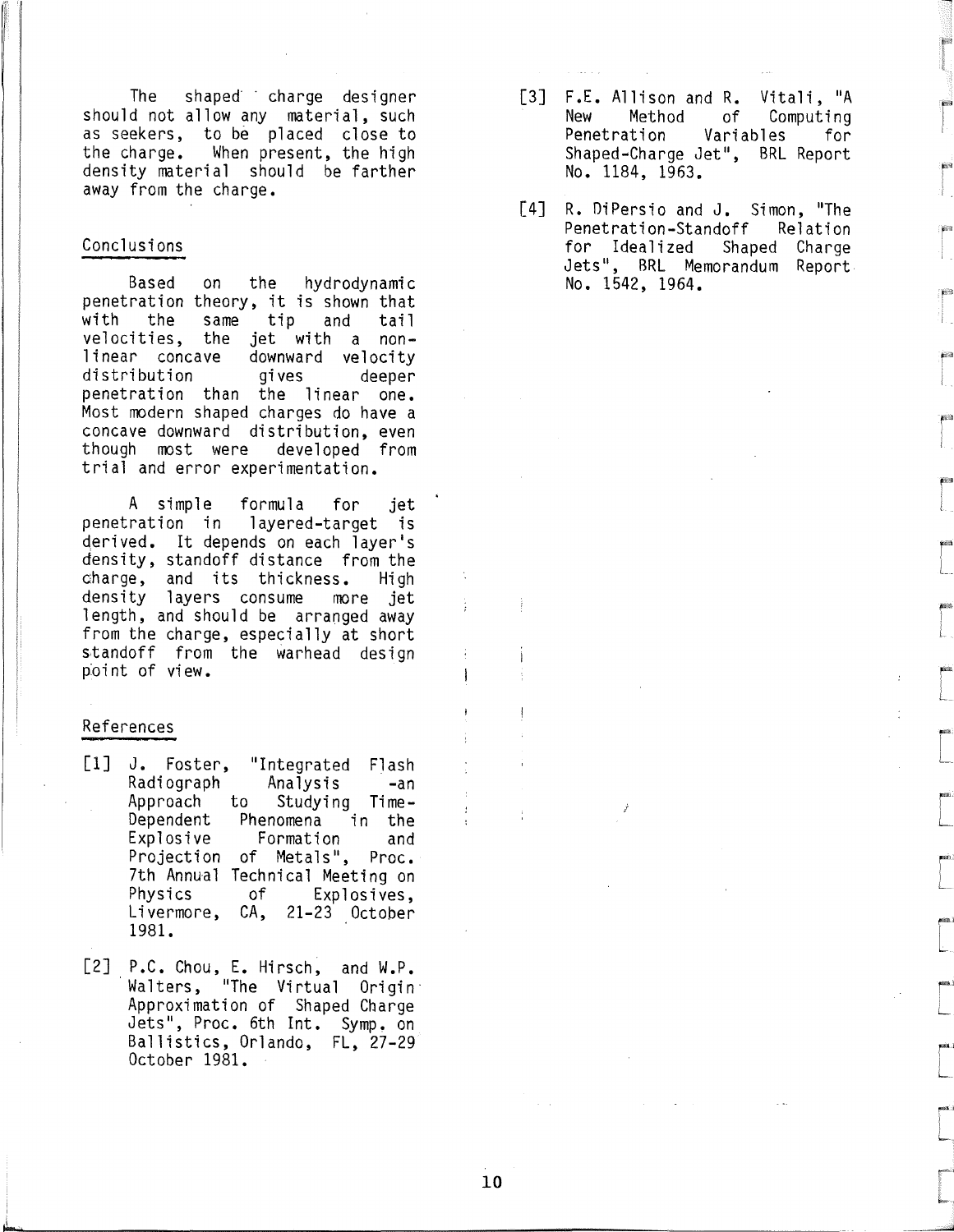The shaped charge designer should not allow any material, such as seekers, to be placed close to the charge. When present, the high density material should be farther away from the charge.

## Conclusions

Based on the hydrodynamic penetration theory, it is shown that with the same tip and tail velocities, the jet with a non-linear concave downward velocity distribution gives deeper penetration than the linear one. Most modern shaped charges do have a concave downward distribution, even though most were developed from trial and error experimentation.

A simple formula for jet penetration in layered-target is derived. It depends on each layer's density, standoff distance from the charge, and its thickness. High density layers consume more jet length, and should be arranged away from the charge, especially at short standoff from the warhead design point of view.

## References

[1] J. Foster, "Integrated Flash Radiograph Analysis -an Approach to Studying Time-Dependent Phenomena in the Explosive Formation and Projection of Metals", Proc. 7th Annual Technical Meeting on Physics of Explosives, Livermore, CA, 21-23 October 1981.

[2] P.C. Chou, E. Hirsch, and W.P. Walters, "The Virtual Origin Approximation of Shaped Charge Jets", Proc. 6th Int. Symp. on Ballistics, Orlando, FL, 27-29 October 1981.

[3] F.E. Allison and R. Vitali, "A New Method of Computing Penetration Variables for Shaped-Charge Jet", BRL Report No. 1184, 1963.

[4] R. DiPersio and J. Simon, "The Penetration-Standoff Relation for Idealized Shaped Charge Jets", BRL Memorandum Report No. 1542, 1964.